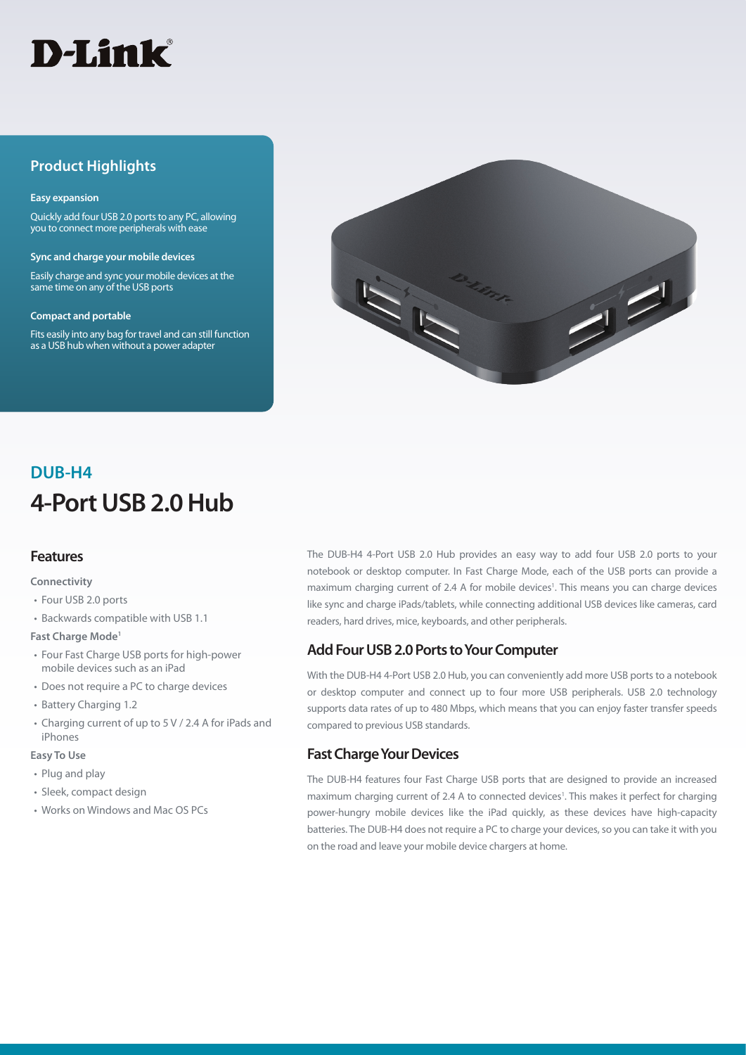D-Link

## Product Highlights

**Easy expansion**

Quickly add four USB 2.0 ports to any PC, allowing you to connect more peripherals with ease

**Sync and charge your mobile devices**

Easily charge and sync your mobile devices at the same time on any of the USB ports

**Compact and portable**

Fits easily into any bag for travel and can still function as a USB hub when without a power adapter

## DUB-H4

# 4-Port USB 2.0 Hub

## Features

**Connectivity**

- Four USB 2.0 ports
- Backwards compatible with USB 1.1

**Fast Charge Mode[1]**

- Four Fast Charge USB ports for high-power mobile devices such as an iPad
- Does not require a PC to charge devices
- Battery Charging 1.2
- Charging current of up to 5 V / 2.4 A for iPads and iPhones

**Easy To Use**

- Plug and play
- Sleek, compact design
- Works on Windows and Mac OS PCs

The DUB-H4 4-Port USB 2.0 Hub provides an easy way to add four USB 2.0 ports to your notebook or desktop computer. In Fast Charge Mode, each of the USB ports can provide a maximum charging current of 2.4 A for mobile devices[1]. This means you can charge devices like sync and charge iPads/tablets, while connecting additional USB devices like cameras, card readers, hard drives, mice, keyboards, and other peripherals.

### Add Four USB 2.0 Ports to Your Computer

With the DUB-H4 4-Port USB 2.0 Hub, you can conveniently add more USB ports to a notebook or desktop computer and connect up to four more USB peripherals. USB 2.0 technology supports data rates of up to 480 Mbps, which means that you can enjoy faster transfer speeds compared to previous USB standards.

### Fast Charge Your Devices

The DUB-H4 features four Fast Charge USB ports that are designed to provide an increased maximum charging current of 2.4 A to connected devices[1]. This makes it perfect for charging power-hungry mobile devices like the iPad quickly, as these devices have high-capacity batteries. The DUB-H4 does not require a PC to charge your devices, so you can take it with you on the road and leave your mobile device chargers at home.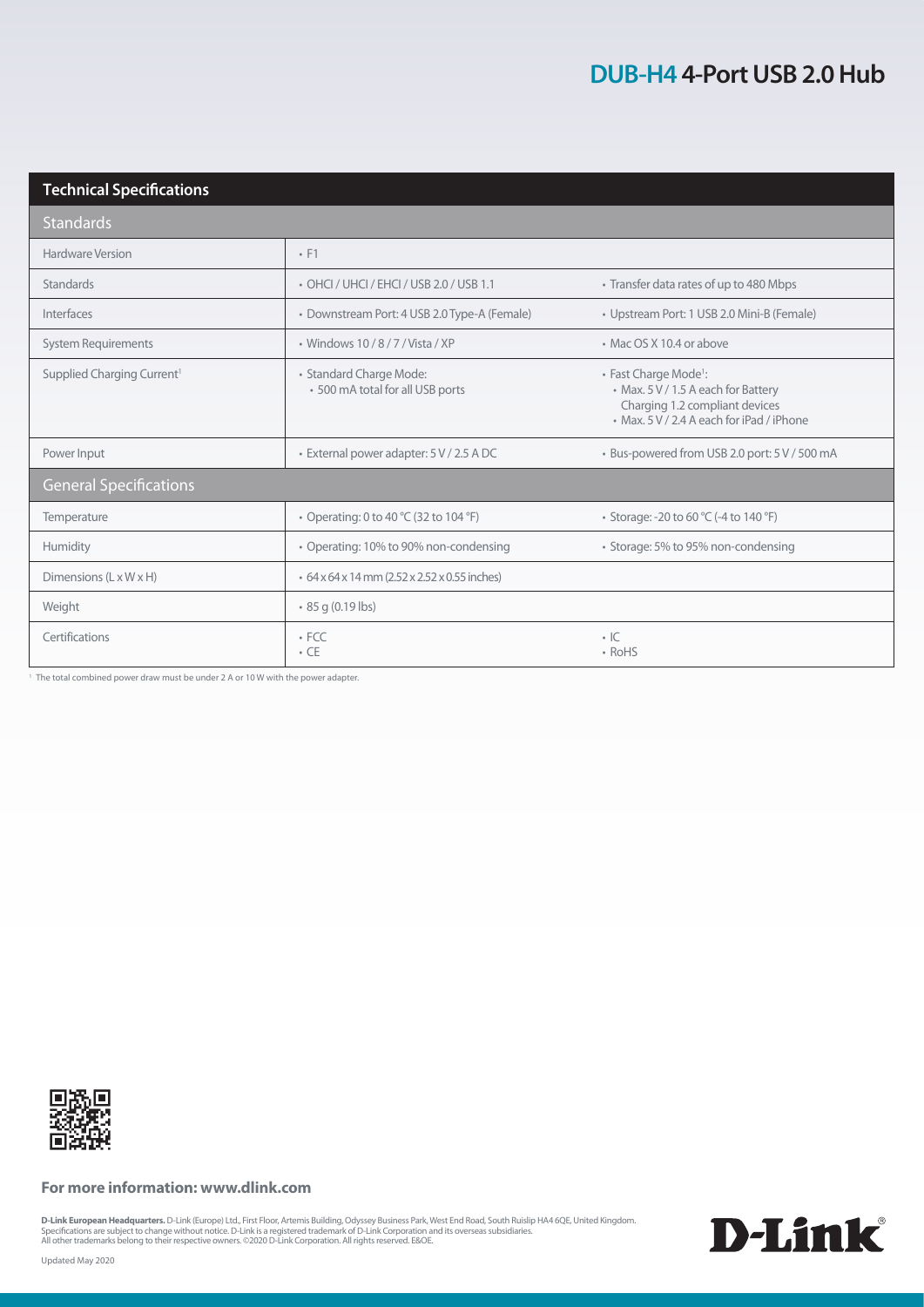# DUB-H4 4-Port USB 2.0 Hub

## Technical Specifications

| Standards | | |
|---|---|---|
| Hardware Version | • F1 | |
| Standards | • OHCI / UHCI / EHCI / USB 2.0 / USB 1.1 | • Transfer data rates of up to 480 Mbps |
| Interfaces | • Downstream Port: 4 USB 2.0 Type-A (Female) | • Upstream Port: 1 USB 2.0 Mini-B (Female) |
| System Requirements | • Windows 10 / 8 / 7 / Vista / XP | • Mac OS X 10.4 or above |
| Supplied Charging Current[1] | • Standard Charge Mode:<br>• 500 mA total for all USB ports | • Fast Charge Mode[1]:<br>• Max. 5 V / 1.5 A each for Battery Charging 1.2 compliant devices<br>• Max. 5 V / 2.4 A each for iPad / iPhone |
| Power Input | • External power adapter: 5 V / 2.5 A DC | • Bus-powered from USB 2.0 port: 5 V / 500 mA |
| **General Specifications** | | |
| Temperature | • Operating: 0 to 40 °C (32 to 104 °F) | • Storage: -20 to 60 °C (-4 to 140 °F) |
| Humidity | • Operating: 10% to 90% non-condensing | • Storage: 5% to 95% non-condensing |
| Dimensions (L x W x H) | • 64 x 64 x 14 mm (2.52 x 2.52 x 0.55 inches) | |
| Weight | • 85 g (0.19 lbs) | |
| Certifications | • FCC<br>• CE | • IC<br>• RoHS |

[1] The total combined power draw must be under 2 A or 10 W with the power adapter.

**For more information: www.dlink.com**

**D-Link European Headquarters.** D-Link (Europe) Ltd., First Floor, Artemis Building, Odyssey Business Park, West End Road, South Ruislip HA4 6QE, United Kingdom. Specifications are subject to change without notice. D-Link is a registered trademark of D-Link Corporation and its overseas subsidiaries. All other trademarks belong to their respective owners. ©2020 D-Link Corporation. All rights reserved. E&OE.

Updated May 2020